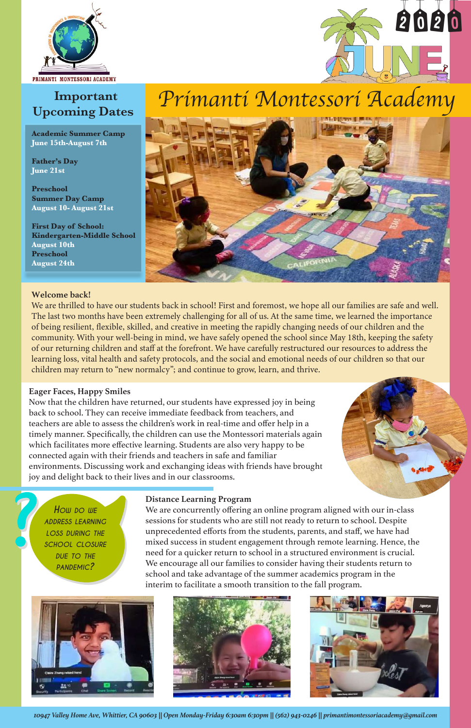PRIMANTI MONTESSORI ACADEMY

JUNE 2020

# Primanti Montessori Academy

## Important Upcoming Dates

**Academic Summer Camp**
**June 15th-August 7th**

**Father's Day**
**June 21st**

**Preschool**
**Summer Day Camp**
**August 10- August 21st**

**First Day of School:**
**Kindergarten-Middle School**
**August 10th**
**Preschool**
**August 24th**

### Welcome back!

We are thrilled to have our students back in school! First and foremost, we hope all our families are safe and well. The last two months have been extremely challenging for all of us. At the same time, we learned the importance of being resilient, flexible, skilled, and creative in meeting the rapidly changing needs of our children and the community. With your well-being in mind, we have safely opened the school since May 18th, keeping the safety of our returning children and staff at the forefront. We have carefully restructured our resources to address the learning loss, vital health and safety protocols, and the social and emotional needs of our children so that our children may return to "new normalcy"; and continue to grow, learn, and thrive.

### Eager Faces, Happy Smiles

Now that the children have returned, our students have expressed joy in being back to school. They can receive immediate feedback from teachers, and teachers are able to assess the children's work in real-time and offer help in a timely manner. Specifically, the children can use the Montessori materials again which facilitates more effective learning. Students are also very happy to be connected again with their friends and teachers in safe and familiar environments. Discussing work and exchanging ideas with friends have brought joy and delight back to their lives and in our classrooms.

*How do we address learning loss during the school closure due to the pandemic?*

### Distance Learning Program

We are concurrently offering an online program aligned with our in-class sessions for students who are still not ready to return to school. Despite unprecedented efforts from the students, parents, and staff, we have had mixed success in student engagement through remote learning. Hence, the need for a quicker return to school in a structured environment is crucial. We encourage all our families to consider having their students return to school and take advantage of the summer academics program in the interim to facilitate a smooth transition to the fall program.

*10947 Valley Home Ave, Whittier, CA 90603 || Open Monday-Friday 6:30am 6:30pm || (562) 943-0246 || primantimontessoriacademy@gmail.com*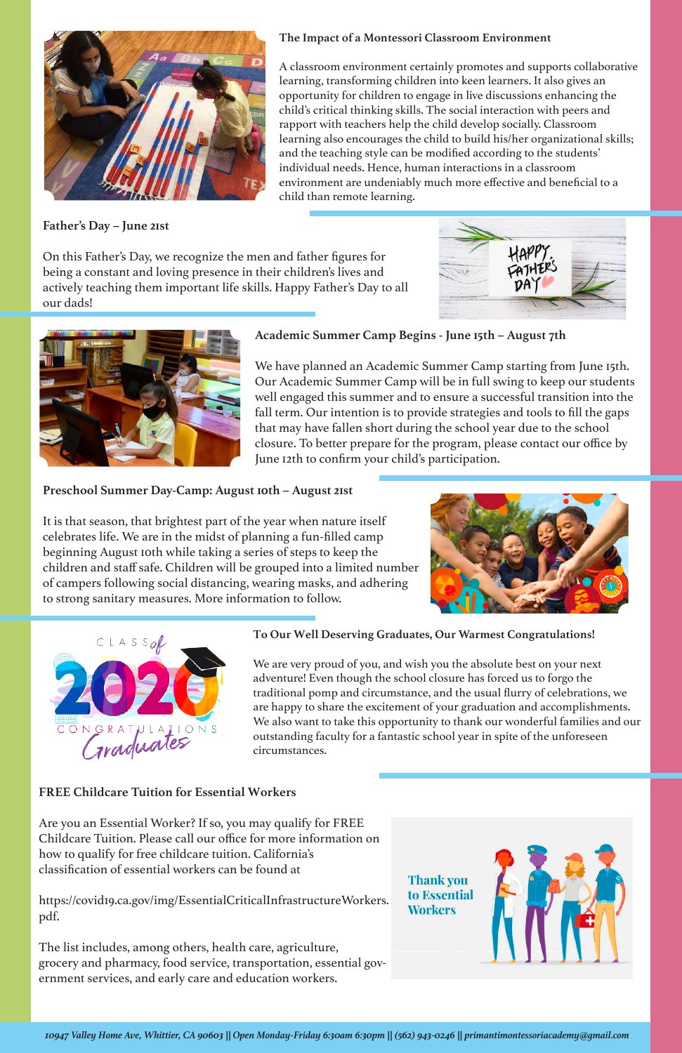### The Impact of a Montessori Classroom Environment

A classroom environment certainly promotes and supports collaborative learning, transforming children into keen learners. It also gives an opportunity for children to engage in live discussions enhancing the child's critical thinking skills. The social interaction with peers and rapport with teachers help the child develop socially. Classroom learning also encourages the child to build his/her organizational skills; and the teaching style can be modified according to the students' individual needs. Hence, human interactions in a classroom environment are undeniably much more effective and beneficial to a child than remote learning.

### Father's Day – June 21st

On this Father's Day, we recognize the men and father figures for being a constant and loving presence in their children's lives and actively teaching them important life skills. Happy Father's Day to all our dads!

### Academic Summer Camp Begins - June 15th – August 7th

We have planned an Academic Summer Camp starting from June 15th. Our Academic Summer Camp will be in full swing to keep our students well engaged this summer and to ensure a successful transition into the fall term. Our intention is to provide strategies and tools to fill the gaps that may have fallen short during the school year due to the school closure. To better prepare for the program, please contact our office by June 12th to confirm your child's participation.

### Preschool Summer Day-Camp: August 10th – August 21st

It is that season, that brightest part of the year when nature itself celebrates life. We are in the midst of planning a fun-filled camp beginning August 10th while taking a series of steps to keep the children and staff safe. Children will be grouped into a limited number of campers following social distancing, wearing masks, and adhering to strong sanitary measures. More information to follow.

### To Our Well Deserving Graduates, Our Warmest Congratulations!

We are very proud of you, and wish you the absolute best on your next adventure! Even though the school closure has forced us to forgo the traditional pomp and circumstance, and the usual flurry of celebrations, we are happy to share the excitement of your graduation and accomplishments. We also want to take this opportunity to thank our wonderful families and our outstanding faculty for a fantastic school year in spite of the unforeseen circumstances.

### FREE Childcare Tuition for Essential Workers

Are you an Essential Worker? If so, you may qualify for FREE Childcare Tuition. Please call our office for more information on how to qualify for free childcare tuition. California's classification of essential workers can be found at

https://covid19.ca.gov/img/EssentialCriticalInfrastructureWorkers.pdf.

The list includes, among others, health care, agriculture, grocery and pharmacy, food service, transportation, essential government services, and early care and education workers.

*10947 Valley Home Ave, Whittier, CA 90603 || Open Monday-Friday 6:30am 6:30pm || (562) 943-0246 || primantimontessoriacademy@gmail.com*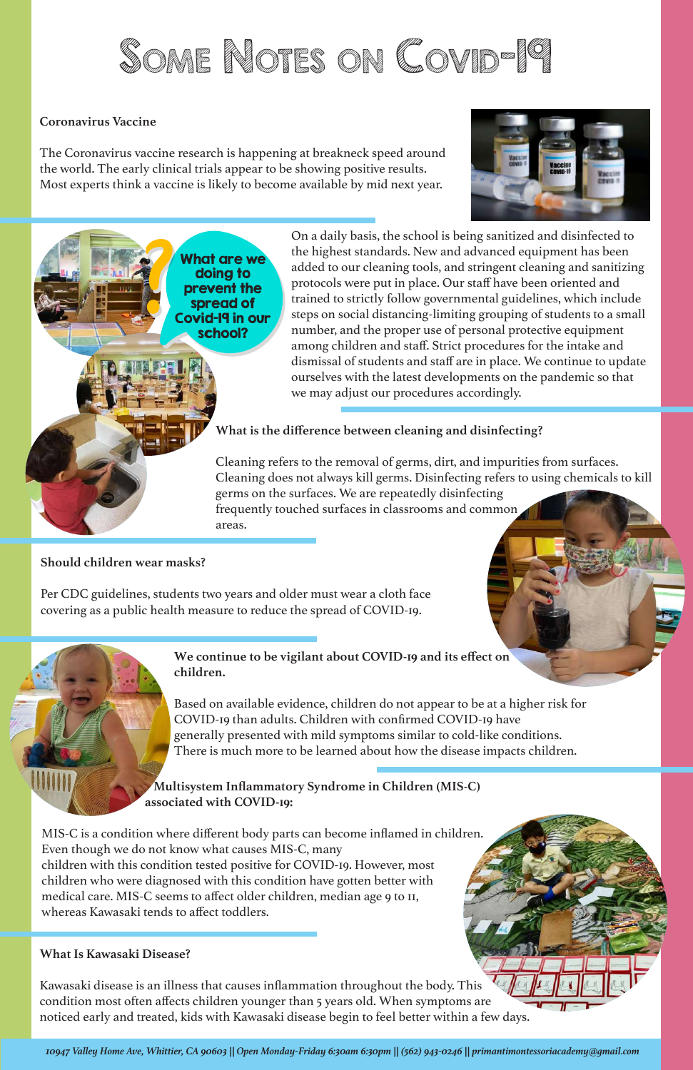# Some Notes on Covid-19

**Coronavirus Vaccine**

The Coronavirus vaccine research is happening at breakneck speed around the world. The early clinical trials appear to be showing positive results. Most experts think a vaccine is likely to become available by mid next year.

**What are we doing to prevent the spread of Covid-19 in our school?**

On a daily basis, the school is being sanitized and disinfected to the highest standards. New and advanced equipment has been added to our cleaning tools, and stringent cleaning and sanitizing protocols were put in place. Our staff have been oriented and trained to strictly follow governmental guidelines, which include steps on social distancing-limiting grouping of students to a small number, and the proper use of personal protective equipment among children and staff. Strict procedures for the intake and dismissal of students and staff are in place. We continue to update ourselves with the latest developments on the pandemic so that we may adjust our procedures accordingly.

**What is the difference between cleaning and disinfecting?**

Cleaning refers to the removal of germs, dirt, and impurities from surfaces. Cleaning does not always kill germs. Disinfecting refers to using chemicals to kill germs on the surfaces. We are repeatedly disinfecting frequently touched surfaces in classrooms and common areas.

**Should children wear masks?**

Per CDC guidelines, students two years and older must wear a cloth face covering as a public health measure to reduce the spread of COVID-19.

**We continue to be vigilant about COVID-19 and its effect on children.**

Based on available evidence, children do not appear to be at a higher risk for COVID-19 than adults. Children with confirmed COVID-19 have generally presented with mild symptoms similar to cold-like conditions. There is much more to be learned about how the disease impacts children.

**Multisystem Inflammatory Syndrome in Children (MIS-C) associated with COVID-19:**

MIS-C is a condition where different body parts can become inflamed in children. Even though we do not know what causes MIS-C, many children with this condition tested positive for COVID-19. However, most children who were diagnosed with this condition have gotten better with medical care. MIS-C seems to affect older children, median age 9 to 11, whereas Kawasaki tends to affect toddlers.

**What Is Kawasaki Disease?**

Kawasaki disease is an illness that causes inflammation throughout the body. This condition most often affects children younger than 5 years old. When symptoms are noticed early and treated, kids with Kawasaki disease begin to feel better within a few days.

*10947 Valley Home Ave, Whittier, CA 90603 || Open Monday-Friday 6:30am 6:30pm || (562) 943-0246 || primantimontessoriacademy@gmail.com*